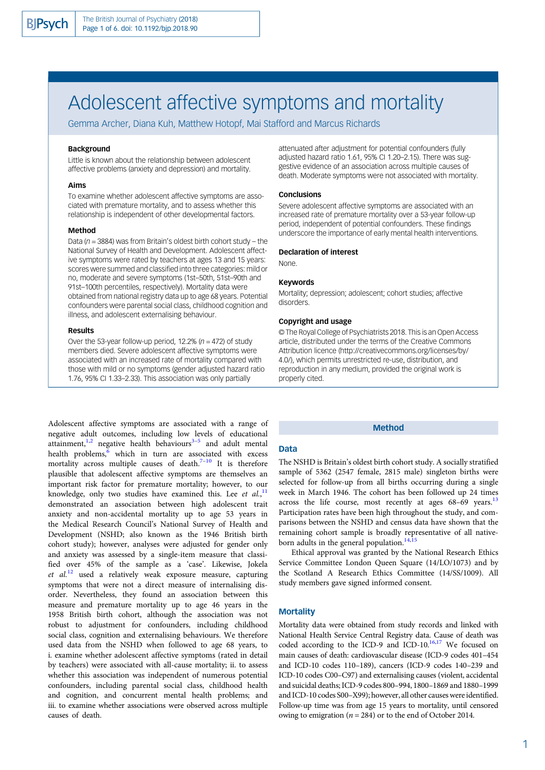# Adolescent affective symptoms and mortality

Gemma Archer, Diana Kuh, Matthew Hotopf, Mai Stafford and Marcus Richards

### Background

Little is known about the relationship between adolescent affective problems (anxiety and depression) and mortality.

### Aims

To examine whether adolescent affective symptoms are associated with premature mortality, and to assess whether this relationship is independent of other developmental factors.

### Method

Data ($n$ = 3884) was from Britain's oldest birth cohort study – the National Survey of Health and Development. Adolescent affective symptoms were rated by teachers at ages 13 and 15 years: scores were summed and classified into three categories: mild or no, moderate and severe symptoms (1st–50th, 51st–90th and 91st–100th percentiles, respectively). Mortality data were obtained from national registry data up to age 68 years. Potential confounders were parental social class, childhood cognition and illness, and adolescent externalising behaviour.

### Results

Over the 53-year follow-up period, 12.2% ($n$ = 472) of study members died. Severe adolescent affective symptoms were associated with an increased rate of mortality compared with those with mild or no symptoms (gender adjusted hazard ratio 1.76, 95% CI 1.33–2.33). This association was only partially attenuated after adjustment for potential confounders (fully adjusted hazard ratio 1.61, 95% CI 1.20–2.15). There was suggestive evidence of an association across multiple causes of death. Moderate symptoms were not associated with mortality.

### Conclusions

Severe adolescent affective symptoms are associated with an increased rate of premature mortality over a 53-year follow-up period, independent of potential confounders. These findings underscore the importance of early mental health interventions.

### Declaration of interest

None.

### Keywords

Mortality; depression; adolescent; cohort studies; affective disorders.

### Copyright and usage

© The Royal College of Psychiatrists 2018. This is an Open Access article, distributed under the terms of the Creative Commons Attribution licence (http://creativecommons.org/licenses/by/4.0/), which permits unrestricted re-use, distribution, and reproduction in any medium, provided the original work is properly cited.

Adolescent affective symptoms are associated with a range of negative adult outcomes, including low levels of educational attainment,[1,2] negative health behaviours[3–5] and adult mental health problems,[6] which in turn are associated with excess mortality across multiple causes of death.[7–10] It is therefore plausible that adolescent affective symptoms are themselves an important risk factor for premature mortality; however, to our knowledge, only two studies have examined this. Lee *et al.*,[11] demonstrated an association between high adolescent trait anxiety and non-accidental mortality up to age 53 years in the Medical Research Council's National Survey of Health and Development (NSHD; also known as the 1946 British birth cohort study); however, analyses were adjusted for gender only and anxiety was assessed by a single-item measure that classified over 45% of the sample as a 'case'. Likewise, Jokela *et al.*[12] used a relatively weak exposure measure, capturing symptoms that were not a direct measure of internalising disorder. Nevertheless, they found an association between this measure and premature mortality up to age 46 years in the 1958 British birth cohort, although the association was not robust to adjustment for confounders, including childhood social class, cognition and externalising behaviours. We therefore used data from the NSHD when followed to age 68 years, to i. examine whether adolescent affective symptoms (rated in detail by teachers) were associated with all-cause mortality; ii. to assess whether this association was independent of numerous potential confounders, including parental social class, childhood health and cognition, and concurrent mental health problems; and iii. to examine whether associations were observed across multiple causes of death.

## Method

### Data

The NSHD is Britain's oldest birth cohort study. A socially stratified sample of 5362 (2547 female, 2815 male) singleton births were selected for follow-up from all births occurring during a single week in March 1946. The cohort has been followed up 24 times across the life course, most recently at ages 68–69 years.[13] Participation rates have been high throughout the study, and comparisons between the NSHD and census data have shown that the remaining cohort sample is broadly representative of all native-born adults in the general population.[14,15]

Ethical approval was granted by the National Research Ethics Service Committee London Queen Square (14/LO/1073) and by the Scotland A Research Ethics Committee (14/SS/1009). All study members gave signed informed consent.

### Mortality

Mortality data were obtained from study records and linked with National Health Service Central Registry data. Cause of death was coded according to the ICD-9 and ICD-10.[16,17] We focused on main causes of death: cardiovascular disease (ICD-9 codes 401–454 and ICD-10 codes 110–189), cancers (ICD-9 codes 140–239 and ICD-10 codes C00–C97) and externalising causes (violent, accidental and suicidal deaths; ICD-9 codes 800–994, 1800–1869 and 1880–1999 and ICD-10 codes S00–X99); however, all other causes were identified. Follow-up time was from age 15 years to mortality, until censored owing to emigration ($n$ = 284) or to the end of October 2014.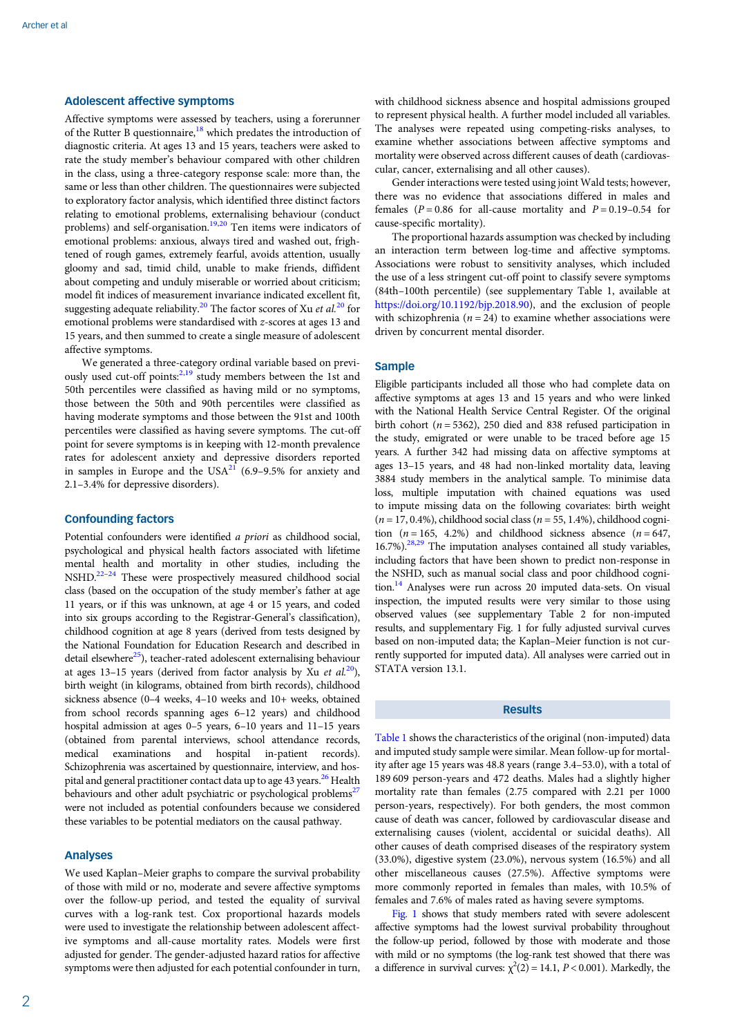### Adolescent affective symptoms

Affective symptoms were assessed by teachers, using a forerunner of the Rutter B questionnaire,[18] which predates the introduction of diagnostic criteria. At ages 13 and 15 years, teachers were asked to rate the study member's behaviour compared with other children in the class, using a three-category response scale: more than, the same or less than other children. The questionnaires were subjected to exploratory factor analysis, which identified three distinct factors relating to emotional problems, externalising behaviour (conduct problems) and self-organisation.[19,20] Ten items were indicators of emotional problems: anxious, always tired and washed out, frightened of rough games, extremely fearful, avoids attention, usually gloomy and sad, timid child, unable to make friends, diffident about competing and unduly miserable or worried about criticism; model fit indices of measurement invariance indicated excellent fit, suggesting adequate reliability.[20] The factor scores of Xu *et al.*[20] for emotional problems were standardised with *z*-scores at ages 13 and 15 years, and then summed to create a single measure of adolescent affective symptoms.

We generated a three-category ordinal variable based on previously used cut-off points:[2,19] study members between the 1st and 50th percentiles were classified as having mild or no symptoms, those between the 50th and 90th percentiles were classified as having moderate symptoms and those between the 91st and 100th percentiles were classified as having severe symptoms. The cut-off point for severe symptoms is in keeping with 12-month prevalence rates for adolescent anxiety and depressive disorders reported in samples in Europe and the USA[21] (6.9–9.5% for anxiety and 2.1–3.4% for depressive disorders).

### Confounding factors

Potential confounders were identified *a priori* as childhood social, psychological and physical health factors associated with lifetime mental health and mortality in other studies, including the NSHD.[22–24] These were prospectively measured childhood social class (based on the occupation of the study member's father at age 11 years, or if this was unknown, at age 4 or 15 years, and coded into six groups according to the Registrar-General's classification), childhood cognition at age 8 years (derived from tests designed by the National Foundation for Education Research and described in detail elsewhere[25]), teacher-rated adolescent externalising behaviour at ages 13–15 years (derived from factor analysis by Xu *et al.*[20]), birth weight (in kilograms, obtained from birth records), childhood sickness absence (0–4 weeks, 4–10 weeks and 10+ weeks, obtained from school records spanning ages 6–12 years) and childhood hospital admission at ages 0–5 years, 6–10 years and 11–15 years (obtained from parental interviews, school attendance records, medical examinations and hospital in-patient records). Schizophrenia was ascertained by questionnaire, interview, and hospital and general practitioner contact data up to age 43 years.[26] Health behaviours and other adult psychiatric or psychological problems[27] were not included as potential confounders because we considered these variables to be potential mediators on the causal pathway.

### Analyses

We used Kaplan–Meier graphs to compare the survival probability of those with mild or no, moderate and severe affective symptoms over the follow-up period, and tested the equality of survival curves with a log-rank test. Cox proportional hazards models were used to investigate the relationship between adolescent affective symptoms and all-cause mortality rates. Models were first adjusted for gender. The gender-adjusted hazard ratios for affective symptoms were then adjusted for each potential confounder in turn, with childhood sickness absence and hospital admissions grouped to represent physical health. A further model included all variables. The analyses were repeated using competing-risks analyses, to examine whether associations between affective symptoms and mortality were observed across different causes of death (cardiovascular, cancer, externalising and all other causes).

Gender interactions were tested using joint Wald tests; however, there was no evidence that associations differed in males and females ($P = 0.86$ for all-cause mortality and $P = 0.19$–$0.54$ for cause-specific mortality).

The proportional hazards assumption was checked by including an interaction term between log-time and affective symptoms. Associations were robust to sensitivity analyses, which included the use of a less stringent cut-off point to classify severe symptoms (84th–100th percentile) (see supplementary Table 1, available at https://doi.org/10.1192/bjp.2018.90), and the exclusion of people with schizophrenia ($n = 24$) to examine whether associations were driven by concurrent mental disorder.

### Sample

Eligible participants included all those who had complete data on affective symptoms at ages 13 and 15 years and who were linked with the National Health Service Central Register. Of the original birth cohort ($n = 5362$), 250 died and 838 refused participation in the study, emigrated or were unable to be traced before age 15 years. A further 342 had missing data on affective symptoms at ages 13–15 years, and 48 had non-linked mortality data, leaving 3884 study members in the analytical sample. To minimise data loss, multiple imputation with chained equations was used to impute missing data on the following covariates: birth weight ($n = 17$, 0.4%), childhood social class ($n = 55$, 1.4%), childhood cognition ($n = 165$, 4.2%) and childhood sickness absence ($n = 647$, 16.7%).[28,29] The imputation analyses contained all study variables, including factors that have been shown to predict non-response in the NSHD, such as manual social class and poor childhood cognition.[14] Analyses were run across 20 imputed data-sets. On visual inspection, the imputed results were very similar to those using observed values (see supplementary Table 2 for non-imputed results, and supplementary Fig. 1 for fully adjusted survival curves based on non-imputed data; the Kaplan–Meier function is not currently supported for imputed data). All analyses were carried out in STATA version 13.1.

## Results

Table 1 shows the characteristics of the original (non-imputed) data and imputed study sample were similar. Mean follow-up for mortality after age 15 years was 48.8 years (range 3.4–53.0), with a total of 189 609 person-years and 472 deaths. Males had a slightly higher mortality rate than females (2.75 compared with 2.21 per 1000 person-years, respectively). For both genders, the most common cause of death was cancer, followed by cardiovascular disease and externalising causes (violent, accidental or suicidal deaths). All other causes of death comprised diseases of the respiratory system (33.0%), digestive system (23.0%), nervous system (16.5%) and all other miscellaneous causes (27.5%). Affective symptoms were more commonly reported in females than males, with 10.5% of females and 7.6% of males rated as having severe symptoms.

Fig. 1 shows that study members rated with severe adolescent affective symptoms had the lowest survival probability throughout the follow-up period, followed by those with moderate and those with mild or no symptoms (the log-rank test showed that there was a difference in survival curves: $\chi^2(2) = 14.1$, $P < 0.001$). Markedly, the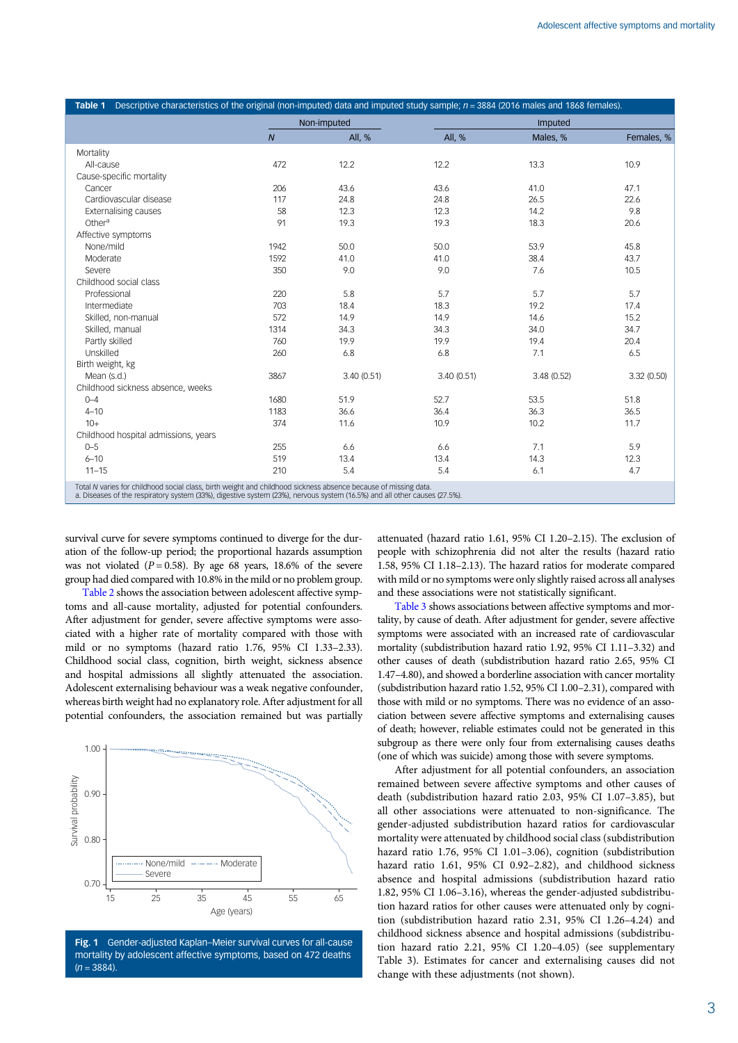**Table 1** Descriptive characteristics of the original (non-imputed) data and imputed study sample; $n = 3884$ (2016 males and 1868 females).

| | Non-imputed | | Imputed | | |
|---|---|---|---|---|---|
| | *N* | All, % | All, % | Males, % | Females, % |
| Mortality | | | | | |
| All-cause | 472 | 12.2 | 12.2 | 13.3 | 10.9 |
| Cause-specific mortality | | | | | |
| Cancer | 206 | 43.6 | 43.6 | 41.0 | 47.1 |
| Cardiovascular disease | 117 | 24.8 | 24.8 | 26.5 | 22.6 |
| Externalising causes | 58 | 12.3 | 12.3 | 14.2 | 9.8 |
| Other[a] | 91 | 19.3 | 19.3 | 18.3 | 20.6 |
| Affective symptoms | | | | | |
| None/mild | 1942 | 50.0 | 50.0 | 53.9 | 45.8 |
| Moderate | 1592 | 41.0 | 41.0 | 38.4 | 43.7 |
| Severe | 350 | 9.0 | 9.0 | 7.6 | 10.5 |
| Childhood social class | | | | | |
| Professional | 220 | 5.8 | 5.7 | 5.7 | 5.7 |
| Intermediate | 703 | 18.4 | 18.3 | 19.2 | 17.4 |
| Skilled, non-manual | 572 | 14.9 | 14.9 | 14.6 | 15.2 |
| Skilled, manual | 1314 | 34.3 | 34.3 | 34.0 | 34.7 |
| Partly skilled | 760 | 19.9 | 19.9 | 19.4 | 20.4 |
| Unskilled | 260 | 6.8 | 6.8 | 7.1 | 6.5 |
| Birth weight, kg | | | | | |
| Mean (s.d.) | 3867 | 3.40 (0.51) | 3.40 (0.51) | 3.48 (0.52) | 3.32 (0.50) |
| Childhood sickness absence, weeks | | | | | |
| 0–4 | 1680 | 51.9 | 52.7 | 53.5 | 51.8 |
| 4–10 | 1183 | 36.6 | 36.4 | 36.3 | 36.5 |
| 10+ | 374 | 11.6 | 10.9 | 10.2 | 11.7 |
| Childhood hospital admissions, years | | | | | |
| 0–5 | 255 | 6.6 | 6.6 | 7.1 | 5.9 |
| 6–10 | 519 | 13.4 | 13.4 | 14.3 | 12.3 |
| 11–15 | 210 | 5.4 | 5.4 | 6.1 | 4.7 |

Total *N* varies for childhood social class, birth weight and childhood sickness absence because of missing data.
a. Diseases of the respiratory system (33%), digestive system (23%), nervous system (16.5%) and all other causes (27.5%).

survival curve for severe symptoms continued to diverge for the duration of the follow-up period; the proportional hazards assumption was not violated ($P = 0.58$). By age 68 years, 18.6% of the severe group had died compared with 10.8% in the mild or no problem group.

Table 2 shows the association between adolescent affective symptoms and all-cause mortality, adjusted for potential confounders. After adjustment for gender, severe affective symptoms were associated with a higher rate of mortality compared with those with mild or no symptoms (hazard ratio 1.76, 95% CI 1.33–2.33). Childhood social class, cognition, birth weight, sickness absence and hospital admissions all slightly attenuated the association. Adolescent externalising behaviour was a weak negative confounder, whereas birth weight had no explanatory role. After adjustment for all potential confounders, the association remained but was partially attenuated (hazard ratio 1.61, 95% CI 1.20–2.15). The exclusion of people with schizophrenia did not alter the results (hazard ratio 1.58, 95% CI 1.18–2.13). The hazard ratios for moderate compared with mild or no symptoms were only slightly raised across all analyses and these associations were not statistically significant.

**Fig. 1** Gender-adjusted Kaplan–Meier survival curves for all-cause mortality by adolescent affective symptoms, based on 472 deaths ($n = 3884$).

Table 3 shows associations between affective symptoms and mortality, by cause of death. After adjustment for gender, severe affective symptoms were associated with an increased rate of cardiovascular mortality (subdistribution hazard ratio 1.92, 95% CI 1.11–3.32) and other causes of death (subdistribution hazard ratio 2.65, 95% CI 1.47–4.80), and showed a borderline association with cancer mortality (subdistribution hazard ratio 1.52, 95% CI 1.00–2.31), compared with those with mild or no symptoms. There was no evidence of an association between severe affective symptoms and externalising causes of death; however, reliable estimates could not be generated in this subgroup as there were only four from externalising causes deaths (one of which was suicide) among those with severe symptoms.

After adjustment for all potential confounders, an association remained between severe affective symptoms and other causes of death (subdistribution hazard ratio 2.03, 95% CI 1.07–3.85), but all other associations were attenuated to non-significance. The gender-adjusted subdistribution hazard ratios for cardiovascular mortality were attenuated by childhood social class (subdistribution hazard ratio 1.76, 95% CI 1.01–3.06), cognition (subdistribution hazard ratio 1.61, 95% CI 0.92–2.82), and childhood sickness absence and hospital admissions (subdistribution hazard ratio 1.82, 95% CI 1.06–3.16), whereas the gender-adjusted subdistribution hazard ratios for other causes were attenuated only by cognition (subdistribution hazard ratio 2.31, 95% CI 1.26–4.24) and childhood sickness absence and hospital admissions (subdistribution hazard ratio 2.21, 95% CI 1.20–4.05) (see supplementary Table 3). Estimates for cancer and externalising causes did not change with these adjustments (not shown).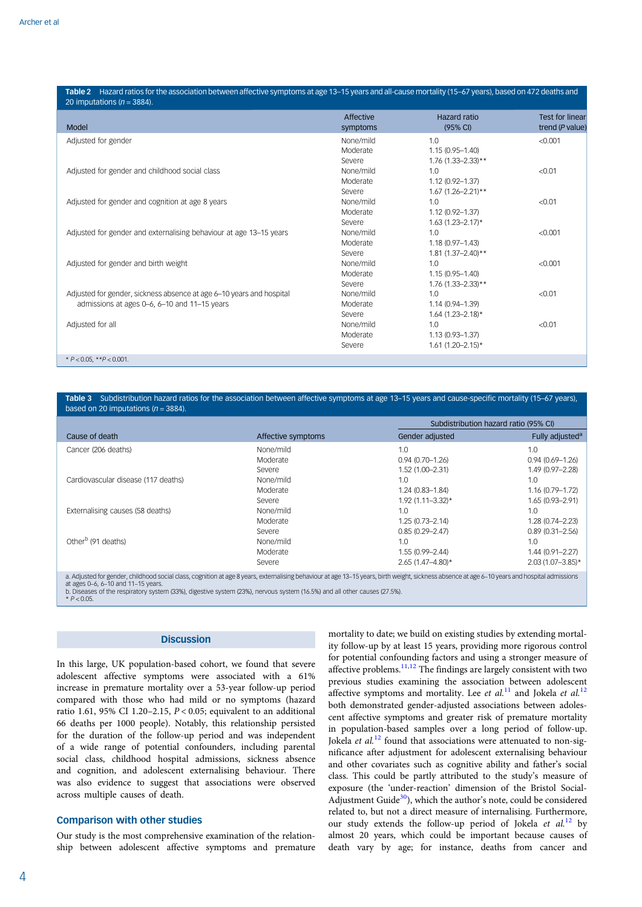**Table 2** Hazard ratios for the association between affective symptoms at age 13–15 years and all-cause mortality (15–67 years), based on 472 deaths and 20 imputations (n = 3884).

| Model | Affective symptoms | Hazard ratio (95% CI) | Test for linear trend (P value) |
|---|---|---|---|
| Adjusted for gender | None/mild | 1.0 | <0.001 |
| | Moderate | 1.15 (0.95–1.40) | |
| | Severe | 1.76 (1.33–2.33)** | |
| Adjusted for gender and childhood social class | None/mild | 1.0 | <0.01 |
| | Moderate | 1.12 (0.92–1.37) | |
| | Severe | 1.67 (1.26–2.21)** | |
| Adjusted for gender and cognition at age 8 years | None/mild | 1.0 | <0.01 |
| | Moderate | 1.12 (0.92–1.37) | |
| | Severe | 1.63 (1.23–2.17)* | |
| Adjusted for gender and externalising behaviour at age 13–15 years | None/mild | 1.0 | <0.001 |
| | Moderate | 1.18 (0.97–1.43) | |
| | Severe | 1.81 (1.37–2.40)** | |
| Adjusted for gender and birth weight | None/mild | 1.0 | <0.001 |
| | Moderate | 1.15 (0.95–1.40) | |
| | Severe | 1.76 (1.33–2.33)** | |
| Adjusted for gender, sickness absence at age 6–10 years and hospital admissions at ages 0–6, 6–10 and 11–15 years | None/mild | 1.0 | <0.01 |
| | Moderate | 1.14 (0.94–1.39) | |
| | Severe | 1.64 (1.23–2.18)* | |
| Adjusted for all | None/mild | 1.0 | <0.01 |
| | Moderate | 1.13 (0.93–1.37) | |
| | Severe | 1.61 (1.20–2.15)* | |

* $P < 0.05$, ** $P < 0.001$.

**Table 3** Subdistribution hazard ratios for the association between affective symptoms at age 13–15 years and cause-specific mortality (15–67 years), based on 20 imputations (n = 3884).

| | | Subdistribution hazard ratio (95% CI) | |
|---|---|---|---|
| Cause of death | Affective symptoms | Gender adjusted | Fully adjusted[a] |
| Cancer (206 deaths) | None/mild | 1.0 | 1.0 |
| | Moderate | 0.94 (0.70–1.26) | 0.94 (0.69–1.26) |
| | Severe | 1.52 (1.00–2.31) | 1.49 (0.97–2.28) |
| Cardiovascular disease (117 deaths) | None/mild | 1.0 | 1.0 |
| | Moderate | 1.24 (0.83–1.84) | 1.16 (0.79–1.72) |
| | Severe | 1.92 (1.11–3.32)* | 1.65 (0.93–2.91) |
| Externalising causes (58 deaths) | None/mild | 1.0 | 1.0 |
| | Moderate | 1.25 (0.73–2.14) | 1.28 (0.74–2.23) |
| | Severe | 0.85 (0.29–2.47) | 0.89 (0.31–2.56) |
| Other[b] (91 deaths) | None/mild | 1.0 | 1.0 |
| | Moderate | 1.55 (0.99–2.44) | 1.44 (0.91–2.27) |
| | Severe | 2.65 (1.47–4.80)* | 2.03 (1.07–3.85)* |

a. Adjusted for gender, childhood social class, cognition at age 8 years, externalising behaviour at age 13–15 years, birth weight, sickness absence at age 6–10 years and hospital admissions at ages 0–6, 6–10 and 11–15 years.
b. Diseases of the respiratory system (33%), digestive system (23%), nervous system (16.5%) and all other causes (27.5%).
* $P < 0.05$.

## Discussion

In this large, UK population-based cohort, we found that severe adolescent affective symptoms were associated with a 61% increase in premature mortality over a 53-year follow-up period compared with those who had mild or no symptoms (hazard ratio 1.61, 95% CI 1.20–2.15, $P < 0.05$; equivalent to an additional 66 deaths per 1000 people). Notably, this relationship persisted for the duration of the follow-up period and was independent of a wide range of potential confounders, including parental social class, childhood hospital admissions, sickness absence and cognition, and adolescent externalising behaviour. There was also evidence to suggest that associations were observed across multiple causes of death.

### Comparison with other studies

Our study is the most comprehensive examination of the relationship between adolescent affective symptoms and premature mortality to date; we build on existing studies by extending mortality follow-up by at least 15 years, providing more rigorous control for potential confounding factors and using a stronger measure of affective problems.[11,12] The findings are largely consistent with two previous studies examining the association between adolescent affective symptoms and mortality. Lee *et al.*[11] and Jokela *et al.*[12] both demonstrated gender-adjusted associations between adolescent affective symptoms and greater risk of premature mortality in population-based samples over a long period of follow-up. Jokela *et al.*[12] found that associations were attenuated to non-significance after adjustment for adolescent externalising behaviour and other covariates such as cognitive ability and father's social class. This could be partly attributed to the study's measure of exposure (the 'under-reaction' dimension of the Bristol Social-Adjustment Guide[30]), which the author's note, could be considered related to, but not a direct measure of internalising. Furthermore, our study extends the follow-up period of Jokela *et al.*[12] by almost 20 years, which could be important because causes of death vary by age; for instance, deaths from cancer and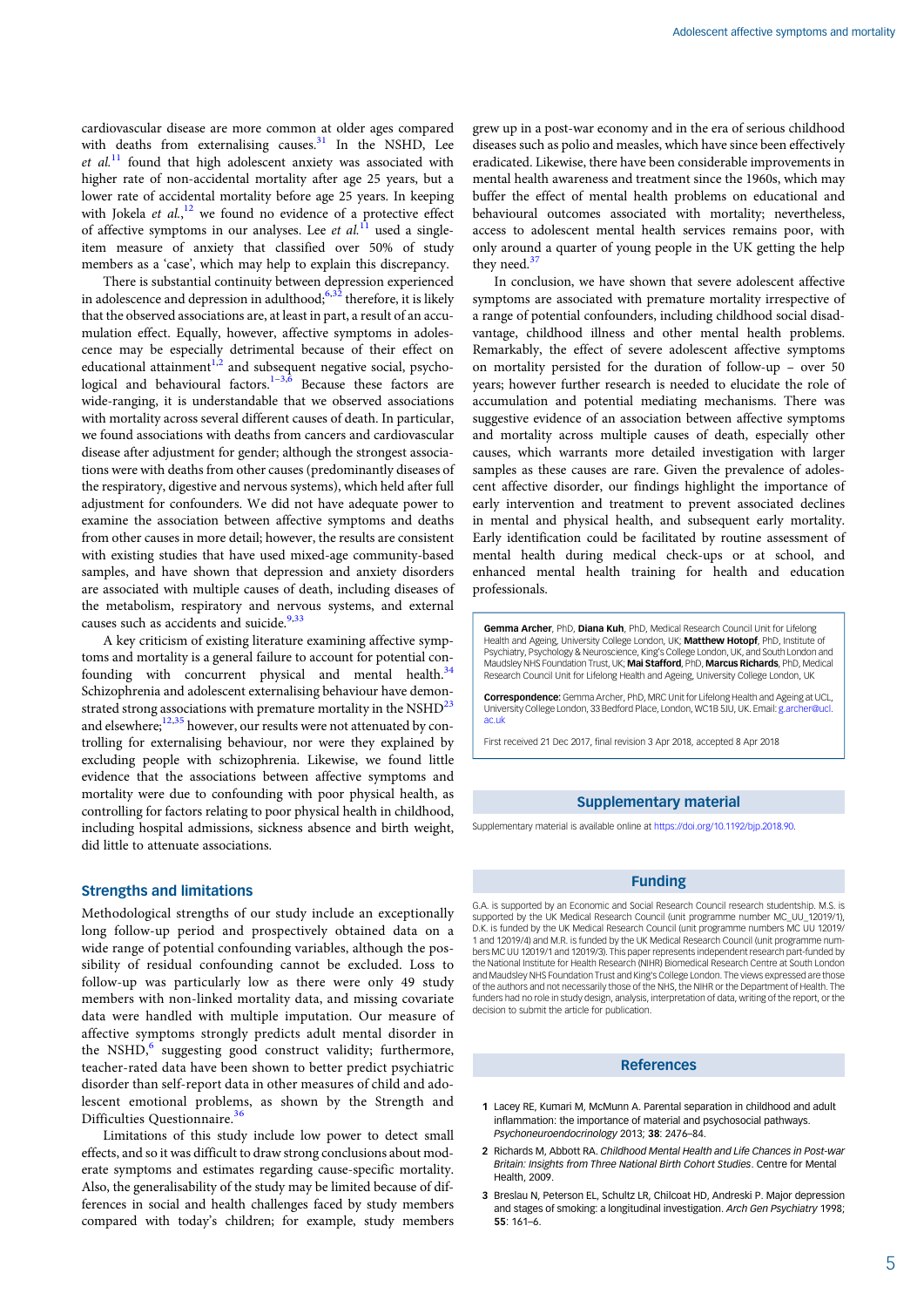cardiovascular disease are more common at older ages compared with deaths from externalising causes.[31] In the NSHD, Lee *et al.*[11] found that high adolescent anxiety was associated with higher rate of non-accidental mortality after age 25 years, but a lower rate of accidental mortality before age 25 years. In keeping with Jokela *et al.*,[12] we found no evidence of a protective effect of affective symptoms in our analyses. Lee *et al.*[11] used a single-item measure of anxiety that classified over 50% of study members as a 'case', which may help to explain this discrepancy.

There is substantial continuity between depression experienced in adolescence and depression in adulthood;[6,32] therefore, it is likely that the observed associations are, at least in part, a result of an accumulation effect. Equally, however, affective symptoms in adolescence may be especially detrimental because of their effect on educational attainment[1,2] and subsequent negative social, psychological and behavioural factors.[1–3,6] Because these factors are wide-ranging, it is understandable that we observed associations with mortality across several different causes of death. In particular, we found associations with deaths from cancers and cardiovascular disease after adjustment for gender; although the strongest associations were with deaths from other causes (predominantly diseases of the respiratory, digestive and nervous systems), which held after full adjustment for confounders. We did not have adequate power to examine the association between affective symptoms and deaths from other causes in more detail; however, the results are consistent with existing studies that have used mixed-age community-based samples, and have shown that depression and anxiety disorders are associated with multiple causes of death, including diseases of the metabolism, respiratory and nervous systems, and external causes such as accidents and suicide.[9,33]

A key criticism of existing literature examining affective symptoms and mortality is a general failure to account for potential confounding with concurrent physical and mental health.[34] Schizophrenia and adolescent externalising behaviour have demonstrated strong associations with premature mortality in the NSHD[23] and elsewhere;[12,35] however, our results were not attenuated by controlling for externalising behaviour, nor were they explained by excluding people with schizophrenia. Likewise, we found little evidence that the associations between affective symptoms and mortality were due to confounding with poor physical health, as controlling for factors relating to poor physical health in childhood, including hospital admissions, sickness absence and birth weight, did little to attenuate associations.

## Strengths and limitations

Methodological strengths of our study include an exceptionally long follow-up period and prospectively obtained data on a wide range of potential confounding variables, although the possibility of residual confounding cannot be excluded. Loss to follow-up was particularly low as there were only 49 study members with non-linked mortality data, and missing covariate data were handled with multiple imputation. Our measure of affective symptoms strongly predicts adult mental disorder in the NSHD,[6] suggesting good construct validity; furthermore, teacher-rated data have been shown to better predict psychiatric disorder than self-report data in other measures of child and adolescent emotional problems, as shown by the Strength and Difficulties Questionnaire.[36]

Limitations of this study include low power to detect small effects, and so it was difficult to draw strong conclusions about moderate symptoms and estimates regarding cause-specific mortality. Also, the generalisability of the study may be limited because of differences in social and health challenges faced by study members compared with today's children; for example, study members grew up in a post-war economy and in the era of serious childhood diseases such as polio and measles, which have since been effectively eradicated. Likewise, there have been considerable improvements in mental health awareness and treatment since the 1960s, which may buffer the effect of mental health problems on educational and behavioural outcomes associated with mortality; nevertheless, access to adolescent mental health services remains poor, with only around a quarter of young people in the UK getting the help they need.[37]

In conclusion, we have shown that severe adolescent affective symptoms are associated with premature mortality irrespective of a range of potential confounders, including childhood social disadvantage, childhood illness and other mental health problems. Remarkably, the effect of severe adolescent affective symptoms on mortality persisted for the duration of follow-up – over 50 years; however further research is needed to elucidate the role of accumulation and potential mediating mechanisms. There was suggestive evidence of an association between affective symptoms and mortality across multiple causes of death, especially other causes, which warrants more detailed investigation with larger samples as these causes are rare. Given the prevalence of adolescent affective disorder, our findings highlight the importance of early intervention and treatment to prevent associated declines in mental and physical health, and subsequent early mortality. Early identification could be facilitated by routine assessment of mental health during medical check-ups or at school, and enhanced mental health training for health and education professionals.

**Gemma Archer**, PhD, **Diana Kuh**, PhD, Medical Research Council Unit for Lifelong Health and Ageing, University College London, UK; **Matthew Hotopf**, PhD, Institute of Psychiatry, Psychology & Neuroscience, King's College London, UK, and South London and Maudsley NHS Foundation Trust, UK; **Mai Stafford**, PhD, **Marcus Richards**, PhD, Medical Research Council Unit for Lifelong Health and Ageing, University College London, UK

**Correspondence:** Gemma Archer, PhD, MRC Unit for Lifelong Health and Ageing at UCL, University College London, 33 Bedford Place, London, WC1B 5JU, UK. Email: g.archer@ucl.ac.uk

First received 21 Dec 2017, final revision 3 Apr 2018, accepted 8 Apr 2018

## Supplementary material

Supplementary material is available online at https://doi.org/10.1192/bjp.2018.90.

## Funding

G.A. is supported by an Economic and Social Research Council research studentship. M.S. is supported by the UK Medical Research Council (unit programme number MC_UU_12019/1), D.K. is funded by the UK Medical Research Council (unit programme numbers MC UU 12019/1 and 12019/4) and M.R. is funded by the UK Medical Research Council (unit programme numbers MC UU 12019/1 and 12019/3). This paper represents independent research part-funded by the National Institute for Health Research (NIHR) Biomedical Research Centre at South London and Maudsley NHS Foundation Trust and King's College London. The views expressed are those of the authors and not necessarily those of the NHS, the NIHR or the Department of Health. The funders had no role in study design, analysis, interpretation of data, writing of the report, or the decision to submit the article for publication.

## References

1. Lacey RE, Kumari M, McMunn A. Parental separation in childhood and adult inflammation: the importance of material and psychosocial pathways. *Psychoneuroendocrinology* 2013; **38**: 2476–84.
2. Richards M, Abbott RA. *Childhood Mental Health and Life Chances in Post-war Britain: Insights from Three National Birth Cohort Studies*. Centre for Mental Health, 2009.
3. Breslau N, Peterson EL, Schultz LR, Chilcoat HD, Andreski P. Major depression and stages of smoking: a longitudinal investigation. *Arch Gen Psychiatry* 1998; **55**: 161–6.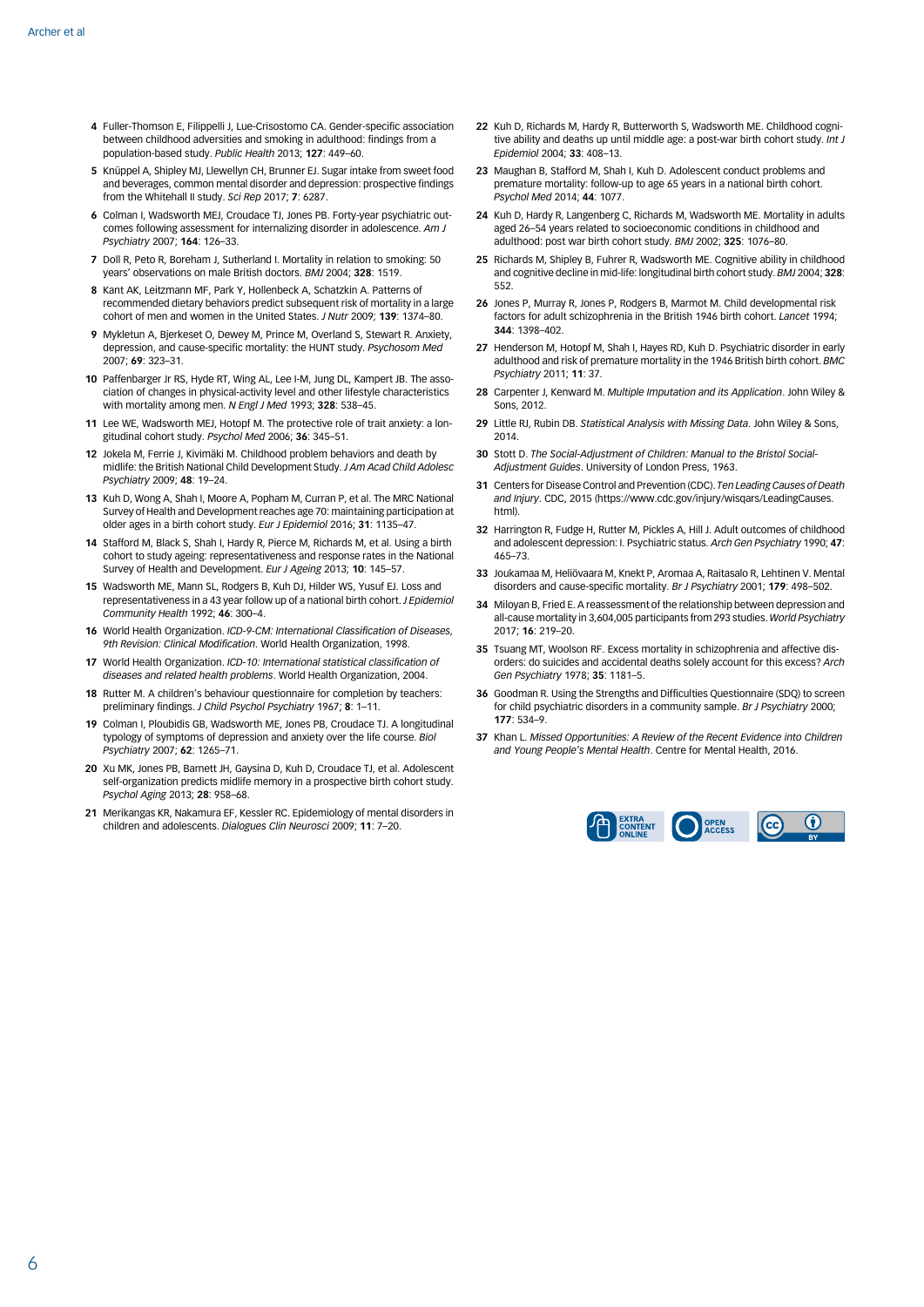4 Fuller-Thomson E, Filippelli J, Lue-Crisostomo CA. Gender-specific association between childhood adversities and smoking in adulthood: findings from a population-based study. *Public Health* 2013; **127**: 449–60.

5 Knüppel A, Shipley MJ, Llewellyn CH, Brunner EJ. Sugar intake from sweet food and beverages, common mental disorder and depression: prospective findings from the Whitehall II study. *Sci Rep* 2017; **7**: 6287.

6 Colman I, Wadsworth MEJ, Croudace TJ, Jones PB. Forty-year psychiatric outcomes following assessment for internalizing disorder in adolescence. *Am J Psychiatry* 2007; **164**: 126–33.

7 Doll R, Peto R, Boreham J, Sutherland I. Mortality in relation to smoking: 50 years' observations on male British doctors. *BMJ* 2004; **328**: 1519.

8 Kant AK, Leitzmann MF, Park Y, Hollenbeck A, Schatzkin A. Patterns of recommended dietary behaviors predict subsequent risk of mortality in a large cohort of men and women in the United States. *J Nutr* 2009; **139**: 1374–80.

9 Mykletun A, Bjerkeset O, Dewey M, Prince M, Overland S, Stewart R. Anxiety, depression, and cause-specific mortality: the HUNT study. *Psychosom Med* 2007; **69**: 323–31.

10 Paffenbarger Jr RS, Hyde RT, Wing AL, Lee I-M, Jung DL, Kampert JB. The association of changes in physical-activity level and other lifestyle characteristics with mortality among men. *N Engl J Med* 1993; **328**: 538–45.

11 Lee WE, Wadsworth MEJ, Hotopf M. The protective role of trait anxiety: a longitudinal cohort study. *Psychol Med* 2006; **36**: 345–51.

12 Jokela M, Ferrie J, Kivimäki M. Childhood problem behaviors and death by midlife: the British National Child Development Study. *J Am Acad Child Adolesc Psychiatry* 2009; **48**: 19–24.

13 Kuh D, Wong A, Shah I, Moore A, Popham M, Curran P, et al. The MRC National Survey of Health and Development reaches age 70: maintaining participation at older ages in a birth cohort study. *Eur J Epidemiol* 2016; **31**: 1135–47.

14 Stafford M, Black S, Shah I, Hardy R, Pierce M, Richards M, et al. Using a birth cohort to study ageing: representativeness and response rates in the National Survey of Health and Development. *Eur J Ageing* 2013; **10**: 145–57.

15 Wadsworth ME, Mann SL, Rodgers B, Kuh DJ, Hilder WS, Yusuf EJ. Loss and representativeness in a 43 year follow up of a national birth cohort. *J Epidemiol Community Health* 1992; **46**: 300–4.

16 World Health Organization. *ICD-9-CM: International Classification of Diseases, 9th Revision: Clinical Modification*. World Health Organization, 1998.

17 World Health Organization. *ICD-10: International statistical classification of diseases and related health problems*. World Health Organization, 2004.

18 Rutter M. A children's behaviour questionnaire for completion by teachers: preliminary findings. *J Child Psychol Psychiatry* 1967; **8**: 1–11.

19 Colman I, Ploubidis GB, Wadsworth ME, Jones PB, Croudace TJ. A longitudinal typology of symptoms of depression and anxiety over the life course. *Biol Psychiatry* 2007; **62**: 1265–71.

20 Xu MK, Jones PB, Barnett JH, Gaysina D, Kuh D, Croudace TJ, et al. Adolescent self-organization predicts midlife memory in a prospective birth cohort study. *Psychol Aging* 2013; **28**: 958–68.

21 Merikangas KR, Nakamura EF, Kessler RC. Epidemiology of mental disorders in children and adolescents. *Dialogues Clin Neurosci* 2009; **11**: 7–20.

22 Kuh D, Richards M, Hardy R, Butterworth S, Wadsworth ME. Childhood cognitive ability and deaths up until middle age: a post-war birth cohort study. *Int J Epidemiol* 2004; **33**: 408–13.

23 Maughan B, Stafford M, Shah I, Kuh D. Adolescent conduct problems and premature mortality: follow-up to age 65 years in a national birth cohort. *Psychol Med* 2014; **44**: 1077.

24 Kuh D, Hardy R, Langenberg C, Richards M, Wadsworth ME. Mortality in adults aged 26–54 years related to socioeconomic conditions in childhood and adulthood: post war birth cohort study. *BMJ* 2002; **325**: 1076–80.

25 Richards M, Shipley B, Fuhrer R, Wadsworth ME. Cognitive ability in childhood and cognitive decline in mid-life: longitudinal birth cohort study. *BMJ* 2004; **328**: 552.

26 Jones P, Murray R, Jones P, Rodgers B, Marmot M. Child developmental risk factors for adult schizophrenia in the British 1946 birth cohort. *Lancet* 1994; **344**: 1398–402.

27 Henderson M, Hotopf M, Shah I, Hayes RD, Kuh D. Psychiatric disorder in early adulthood and risk of premature mortality in the 1946 British birth cohort. *BMC Psychiatry* 2011; **11**: 37.

28 Carpenter J, Kenward M. *Multiple Imputation and its Application*. John Wiley & Sons, 2012.

29 Little RJ, Rubin DB. *Statistical Analysis with Missing Data*. John Wiley & Sons, 2014.

30 Stott D. *The Social-Adjustment of Children: Manual to the Bristol Social-Adjustment Guides*. University of London Press, 1963.

31 Centers for Disease Control and Prevention (CDC). *Ten Leading Causes of Death and Injury*. CDC, 2015 (https://www.cdc.gov/injury/wisqars/LeadingCauses.html).

32 Harrington R, Fudge H, Rutter M, Pickles A, Hill J. Adult outcomes of childhood and adolescent depression: I. Psychiatric status. *Arch Gen Psychiatry* 1990; **47**: 465–73.

33 Joukamaa M, Heliövaara M, Knekt P, Aromaa A, Raitasalo R, Lehtinen V. Mental disorders and cause-specific mortality. *Br J Psychiatry* 2001; **179**: 498–502.

34 Miloyan B, Fried E. A reassessment of the relationship between depression and all-cause mortality in 3,604,005 participants from 293 studies. *World Psychiatry* 2017; **16**: 219–20.

35 Tsuang MT, Woolson RF. Excess mortality in schizophrenia and affective disorders: do suicides and accidental deaths solely account for this excess? *Arch Gen Psychiatry* 1978; **35**: 1181–5.

36 Goodman R. Using the Strengths and Difficulties Questionnaire (SDQ) to screen for child psychiatric disorders in a community sample. *Br J Psychiatry* 2000; **177**: 534–9.

37 Khan L. *Missed Opportunities: A Review of the Recent Evidence into Children and Young People's Mental Health*. Centre for Mental Health, 2016.